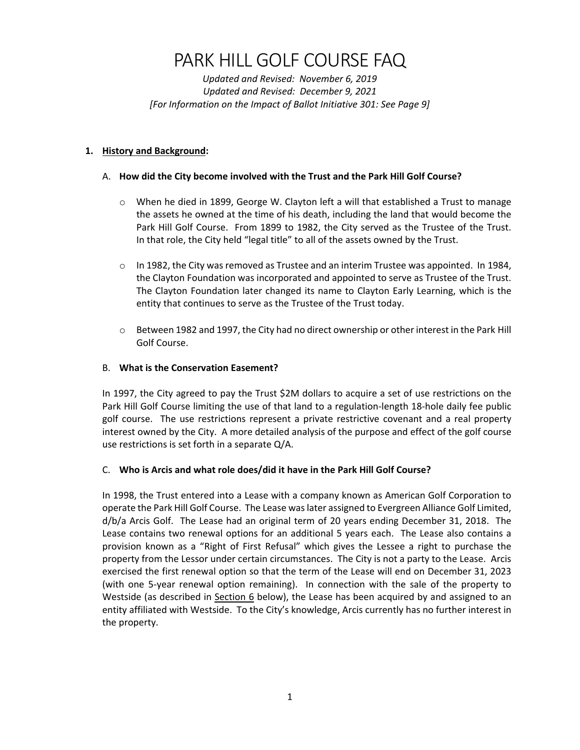# PARK HILL GOLF COURSE FAQ

*Updated and Revised: November 6, 2019*
*Updated and Revised: December 9, 2021*
*[For Information on the Impact of Ballot Initiative 301: See Page 9]*

## 1. History and Background:

### A. How did the City become involved with the Trust and the Park Hill Golf Course?

- When he died in 1899, George W. Clayton left a will that established a Trust to manage the assets he owned at the time of his death, including the land that would become the Park Hill Golf Course. From 1899 to 1982, the City served as the Trustee of the Trust. In that role, the City held "legal title" to all of the assets owned by the Trust.
- In 1982, the City was removed as Trustee and an interim Trustee was appointed. In 1984, the Clayton Foundation was incorporated and appointed to serve as Trustee of the Trust. The Clayton Foundation later changed its name to Clayton Early Learning, which is the entity that continues to serve as the Trustee of the Trust today.
- Between 1982 and 1997, the City had no direct ownership or other interest in the Park Hill Golf Course.

### B. What is the Conservation Easement?

In 1997, the City agreed to pay the Trust $2M dollars to acquire a set of use restrictions on the Park Hill Golf Course limiting the use of that land to a regulation-length 18-hole daily fee public golf course. The use restrictions represent a private restrictive covenant and a real property interest owned by the City. A more detailed analysis of the purpose and effect of the golf course use restrictions is set forth in a separate Q/A.

### C. Who is Arcis and what role does/did it have in the Park Hill Golf Course?

In 1998, the Trust entered into a Lease with a company known as American Golf Corporation to operate the Park Hill Golf Course. The Lease was later assigned to Evergreen Alliance Golf Limited, d/b/a Arcis Golf. The Lease had an original term of 20 years ending December 31, 2018. The Lease contains two renewal options for an additional 5 years each. The Lease also contains a provision known as a "Right of First Refusal" which gives the Lessee a right to purchase the property from the Lessor under certain circumstances. The City is not a party to the Lease. Arcis exercised the first renewal option so that the term of the Lease will end on December 31, 2023 (with one 5-year renewal option remaining). In connection with the sale of the property to Westside (as described in <u>Section 6</u> below), the Lease has been acquired by and assigned to an entity affiliated with Westside. To the City's knowledge, Arcis currently has no further interest in the property.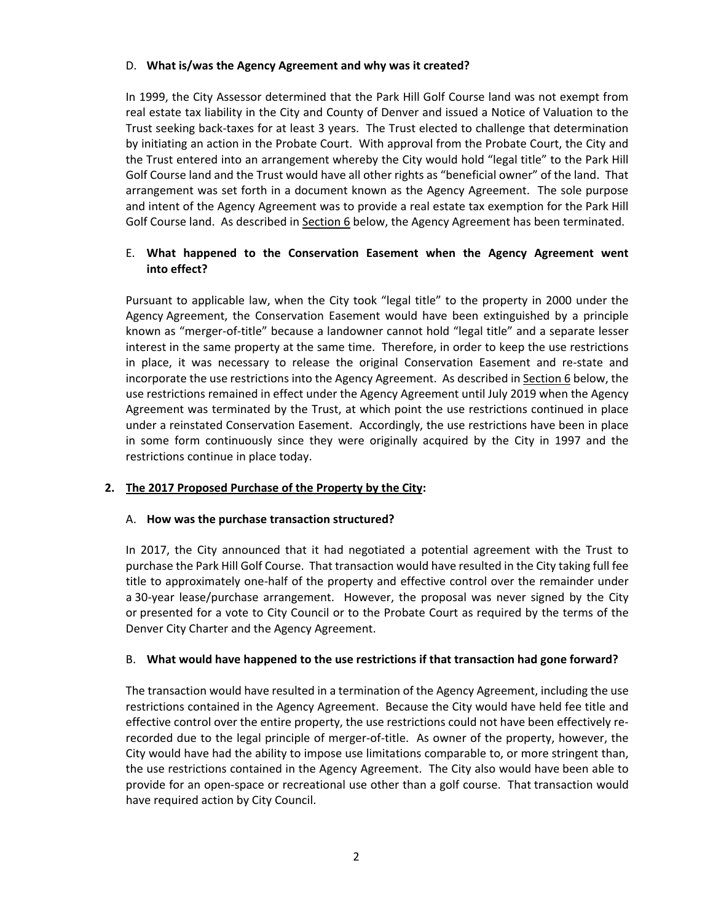D. **What is/was the Agency Agreement and why was it created?**

In 1999, the City Assessor determined that the Park Hill Golf Course land was not exempt from real estate tax liability in the City and County of Denver and issued a Notice of Valuation to the Trust seeking back-taxes for at least 3 years. The Trust elected to challenge that determination by initiating an action in the Probate Court. With approval from the Probate Court, the City and the Trust entered into an arrangement whereby the City would hold "legal title" to the Park Hill Golf Course land and the Trust would have all other rights as "beneficial owner" of the land. That arrangement was set forth in a document known as the Agency Agreement. The sole purpose and intent of the Agency Agreement was to provide a real estate tax exemption for the Park Hill Golf Course land. As described in Section 6 below, the Agency Agreement has been terminated.

E. **What happened to the Conservation Easement when the Agency Agreement went into effect?**

Pursuant to applicable law, when the City took "legal title" to the property in 2000 under the Agency Agreement, the Conservation Easement would have been extinguished by a principle known as "merger-of-title" because a landowner cannot hold "legal title" and a separate lesser interest in the same property at the same time. Therefore, in order to keep the use restrictions in place, it was necessary to release the original Conservation Easement and re-state and incorporate the use restrictions into the Agency Agreement. As described in Section 6 below, the use restrictions remained in effect under the Agency Agreement until July 2019 when the Agency Agreement was terminated by the Trust, at which point the use restrictions continued in place under a reinstated Conservation Easement. Accordingly, the use restrictions have been in place in some form continuously since they were originally acquired by the City in 1997 and the restrictions continue in place today.

## 2. The 2017 Proposed Purchase of the Property by the City:

A. **How was the purchase transaction structured?**

In 2017, the City announced that it had negotiated a potential agreement with the Trust to purchase the Park Hill Golf Course. That transaction would have resulted in the City taking full fee title to approximately one-half of the property and effective control over the remainder under a 30-year lease/purchase arrangement. However, the proposal was never signed by the City or presented for a vote to City Council or to the Probate Court as required by the terms of the Denver City Charter and the Agency Agreement.

B. **What would have happened to the use restrictions if that transaction had gone forward?**

The transaction would have resulted in a termination of the Agency Agreement, including the use restrictions contained in the Agency Agreement. Because the City would have held fee title and effective control over the entire property, the use restrictions could not have been effectively re-recorded due to the legal principle of merger-of-title. As owner of the property, however, the City would have had the ability to impose use limitations comparable to, or more stringent than, the use restrictions contained in the Agency Agreement. The City also would have been able to provide for an open-space or recreational use other than a golf course. That transaction would have required action by City Council.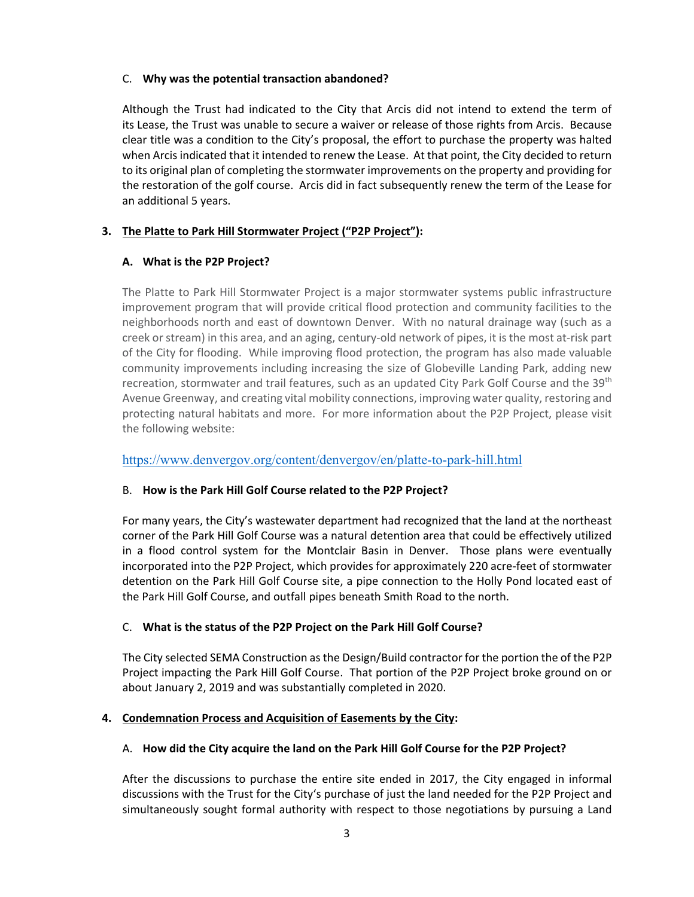### C. **Why was the potential transaction abandoned?**

Although the Trust had indicated to the City that Arcis did not intend to extend the term of its Lease, the Trust was unable to secure a waiver or release of those rights from Arcis. Because clear title was a condition to the City's proposal, the effort to purchase the property was halted when Arcis indicated that it intended to renew the Lease. At that point, the City decided to return to its original plan of completing the stormwater improvements on the property and providing for the restoration of the golf course. Arcis did in fact subsequently renew the term of the Lease for an additional 5 years.

## 3. **The Platte to Park Hill Stormwater Project ("P2P Project"):**

### A. **What is the P2P Project?**

The Platte to Park Hill Stormwater Project is a major stormwater systems public infrastructure improvement program that will provide critical flood protection and community facilities to the neighborhoods north and east of downtown Denver. With no natural drainage way (such as a creek or stream) in this area, and an aging, century-old network of pipes, it is the most at-risk part of the City for flooding. While improving flood protection, the program has also made valuable community improvements including increasing the size of Globeville Landing Park, adding new recreation, stormwater and trail features, such as an updated City Park Golf Course and the 39th Avenue Greenway, and creating vital mobility connections, improving water quality, restoring and protecting natural habitats and more. For more information about the P2P Project, please visit the following website:

https://www.denvergov.org/content/denvergov/en/platte-to-park-hill.html

### B. **How is the Park Hill Golf Course related to the P2P Project?**

For many years, the City's wastewater department had recognized that the land at the northeast corner of the Park Hill Golf Course was a natural detention area that could be effectively utilized in a flood control system for the Montclair Basin in Denver. Those plans were eventually incorporated into the P2P Project, which provides for approximately 220 acre-feet of stormwater detention on the Park Hill Golf Course site, a pipe connection to the Holly Pond located east of the Park Hill Golf Course, and outfall pipes beneath Smith Road to the north.

### C. **What is the status of the P2P Project on the Park Hill Golf Course?**

The City selected SEMA Construction as the Design/Build contractor for the portion the of the P2P Project impacting the Park Hill Golf Course. That portion of the P2P Project broke ground on or about January 2, 2019 and was substantially completed in 2020.

## 4. **Condemnation Process and Acquisition of Easements by the City:**

### A. **How did the City acquire the land on the Park Hill Golf Course for the P2P Project?**

After the discussions to purchase the entire site ended in 2017, the City engaged in informal discussions with the Trust for the City's purchase of just the land needed for the P2P Project and simultaneously sought formal authority with respect to those negotiations by pursuing a Land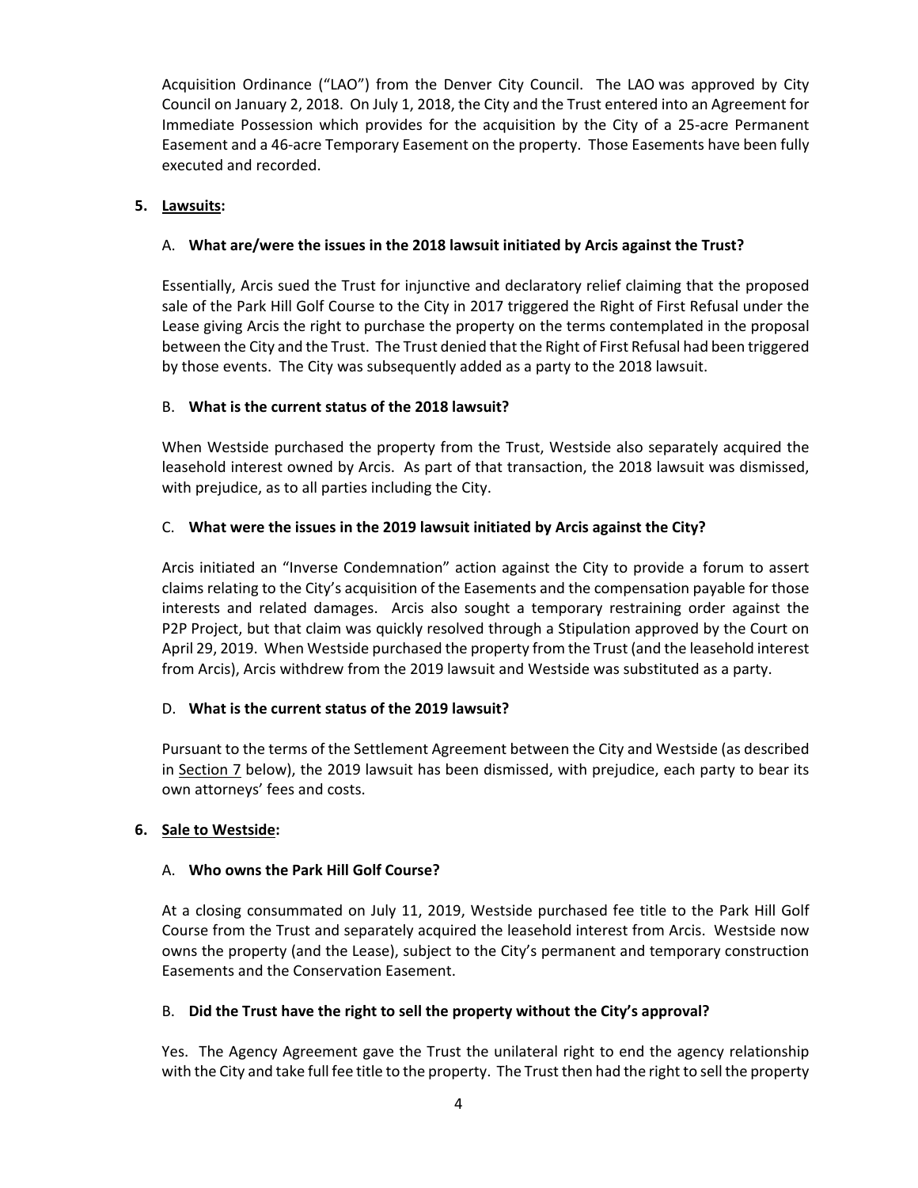Acquisition Ordinance ("LAO") from the Denver City Council. The LAO was approved by City Council on January 2, 2018. On July 1, 2018, the City and the Trust entered into an Agreement for Immediate Possession which provides for the acquisition by the City of a 25-acre Permanent Easement and a 46-acre Temporary Easement on the property. Those Easements have been fully executed and recorded.

**5. Lawsuits:**

A. **What are/were the issues in the 2018 lawsuit initiated by Arcis against the Trust?**

Essentially, Arcis sued the Trust for injunctive and declaratory relief claiming that the proposed sale of the Park Hill Golf Course to the City in 2017 triggered the Right of First Refusal under the Lease giving Arcis the right to purchase the property on the terms contemplated in the proposal between the City and the Trust. The Trust denied that the Right of First Refusal had been triggered by those events. The City was subsequently added as a party to the 2018 lawsuit.

B. **What is the current status of the 2018 lawsuit?**

When Westside purchased the property from the Trust, Westside also separately acquired the leasehold interest owned by Arcis. As part of that transaction, the 2018 lawsuit was dismissed, with prejudice, as to all parties including the City.

C. **What were the issues in the 2019 lawsuit initiated by Arcis against the City?**

Arcis initiated an "Inverse Condemnation" action against the City to provide a forum to assert claims relating to the City's acquisition of the Easements and the compensation payable for those interests and related damages. Arcis also sought a temporary restraining order against the P2P Project, but that claim was quickly resolved through a Stipulation approved by the Court on April 29, 2019. When Westside purchased the property from the Trust (and the leasehold interest from Arcis), Arcis withdrew from the 2019 lawsuit and Westside was substituted as a party.

D. **What is the current status of the 2019 lawsuit?**

Pursuant to the terms of the Settlement Agreement between the City and Westside (as described in Section 7 below), the 2019 lawsuit has been dismissed, with prejudice, each party to bear its own attorneys' fees and costs.

**6. Sale to Westside:**

A. **Who owns the Park Hill Golf Course?**

At a closing consummated on July 11, 2019, Westside purchased fee title to the Park Hill Golf Course from the Trust and separately acquired the leasehold interest from Arcis. Westside now owns the property (and the Lease), subject to the City's permanent and temporary construction Easements and the Conservation Easement.

B. **Did the Trust have the right to sell the property without the City's approval?**

Yes. The Agency Agreement gave the Trust the unilateral right to end the agency relationship with the City and take full fee title to the property. The Trust then had the right to sell the property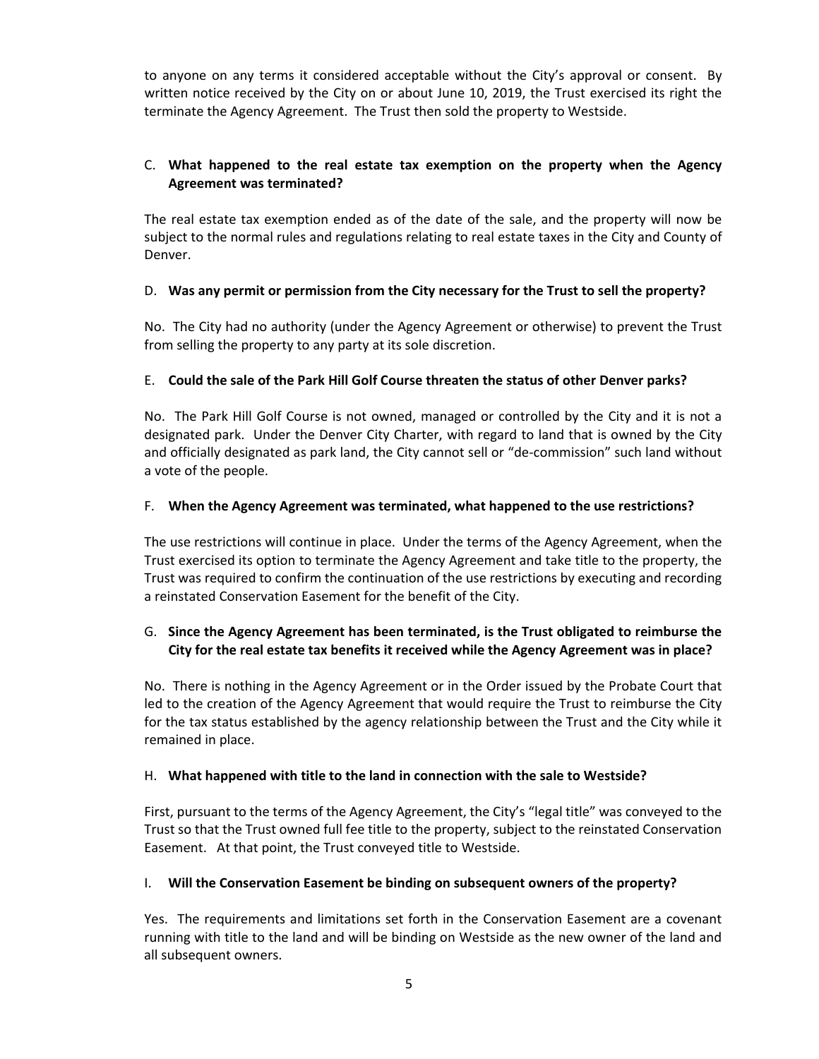to anyone on any terms it considered acceptable without the City's approval or consent. By written notice received by the City on or about June 10, 2019, the Trust exercised its right the terminate the Agency Agreement. The Trust then sold the property to Westside.

C. **What happened to the real estate tax exemption on the property when the Agency Agreement was terminated?**

The real estate tax exemption ended as of the date of the sale, and the property will now be subject to the normal rules and regulations relating to real estate taxes in the City and County of Denver.

D. **Was any permit or permission from the City necessary for the Trust to sell the property?**

No. The City had no authority (under the Agency Agreement or otherwise) to prevent the Trust from selling the property to any party at its sole discretion.

E. **Could the sale of the Park Hill Golf Course threaten the status of other Denver parks?**

No. The Park Hill Golf Course is not owned, managed or controlled by the City and it is not a designated park. Under the Denver City Charter, with regard to land that is owned by the City and officially designated as park land, the City cannot sell or "de-commission" such land without a vote of the people.

F. **When the Agency Agreement was terminated, what happened to the use restrictions?**

The use restrictions will continue in place. Under the terms of the Agency Agreement, when the Trust exercised its option to terminate the Agency Agreement and take title to the property, the Trust was required to confirm the continuation of the use restrictions by executing and recording a reinstated Conservation Easement for the benefit of the City.

G. **Since the Agency Agreement has been terminated, is the Trust obligated to reimburse the City for the real estate tax benefits it received while the Agency Agreement was in place?**

No. There is nothing in the Agency Agreement or in the Order issued by the Probate Court that led to the creation of the Agency Agreement that would require the Trust to reimburse the City for the tax status established by the agency relationship between the Trust and the City while it remained in place.

H. **What happened with title to the land in connection with the sale to Westside?**

First, pursuant to the terms of the Agency Agreement, the City's "legal title" was conveyed to the Trust so that the Trust owned full fee title to the property, subject to the reinstated Conservation Easement. At that point, the Trust conveyed title to Westside.

I. **Will the Conservation Easement be binding on subsequent owners of the property?**

Yes. The requirements and limitations set forth in the Conservation Easement are a covenant running with title to the land and will be binding on Westside as the new owner of the land and all subsequent owners.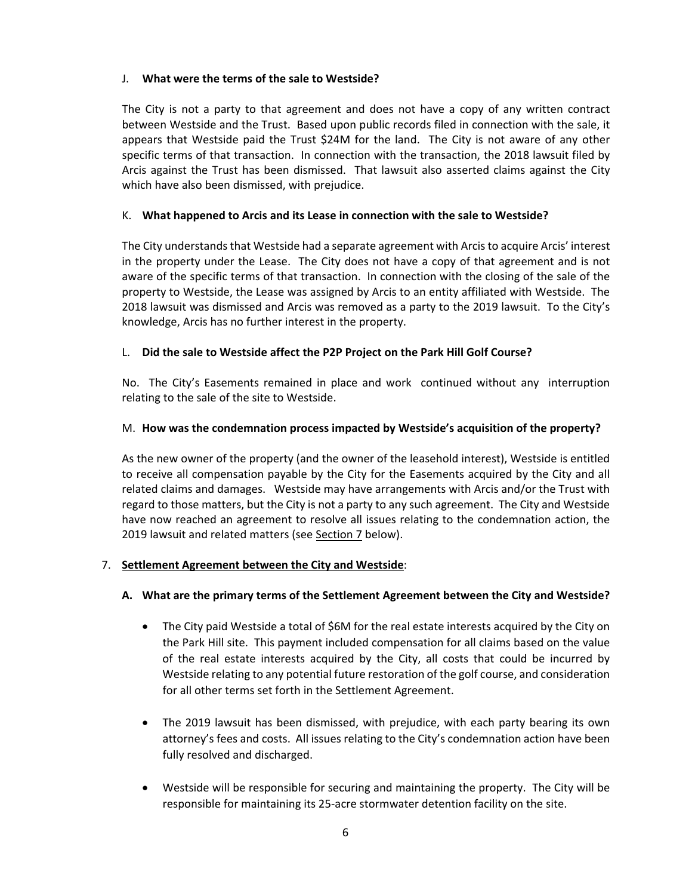J. **What were the terms of the sale to Westside?**

The City is not a party to that agreement and does not have a copy of any written contract between Westside and the Trust. Based upon public records filed in connection with the sale, it appears that Westside paid the Trust $24M for the land. The City is not aware of any other specific terms of that transaction. In connection with the transaction, the 2018 lawsuit filed by Arcis against the Trust has been dismissed. That lawsuit also asserted claims against the City which have also been dismissed, with prejudice.

K. **What happened to Arcis and its Lease in connection with the sale to Westside?**

The City understands that Westside had a separate agreement with Arcis to acquire Arcis' interest in the property under the Lease. The City does not have a copy of that agreement and is not aware of the specific terms of that transaction. In connection with the closing of the sale of the property to Westside, the Lease was assigned by Arcis to an entity affiliated with Westside. The 2018 lawsuit was dismissed and Arcis was removed as a party to the 2019 lawsuit. To the City's knowledge, Arcis has no further interest in the property.

L. **Did the sale to Westside affect the P2P Project on the Park Hill Golf Course?**

No. The City's Easements remained in place and work continued without any interruption relating to the sale of the site to Westside.

M. **How was the condemnation process impacted by Westside's acquisition of the property?**

As the new owner of the property (and the owner of the leasehold interest), Westside is entitled to receive all compensation payable by the City for the Easements acquired by the City and all related claims and damages. Westside may have arrangements with Arcis and/or the Trust with regard to those matters, but the City is not a party to any such agreement. The City and Westside have now reached an agreement to resolve all issues relating to the condemnation action, the 2019 lawsuit and related matters (see Section 7 below).

7. **Settlement Agreement between the City and Westside**:

   **A. What are the primary terms of the Settlement Agreement between the City and Westside?**

   - The City paid Westside a total of $6M for the real estate interests acquired by the City on the Park Hill site. This payment included compensation for all claims based on the value of the real estate interests acquired by the City, all costs that could be incurred by Westside relating to any potential future restoration of the golf course, and consideration for all other terms set forth in the Settlement Agreement.

   - The 2019 lawsuit has been dismissed, with prejudice, with each party bearing its own attorney's fees and costs. All issues relating to the City's condemnation action have been fully resolved and discharged.

   - Westside will be responsible for securing and maintaining the property. The City will be responsible for maintaining its 25-acre stormwater detention facility on the site.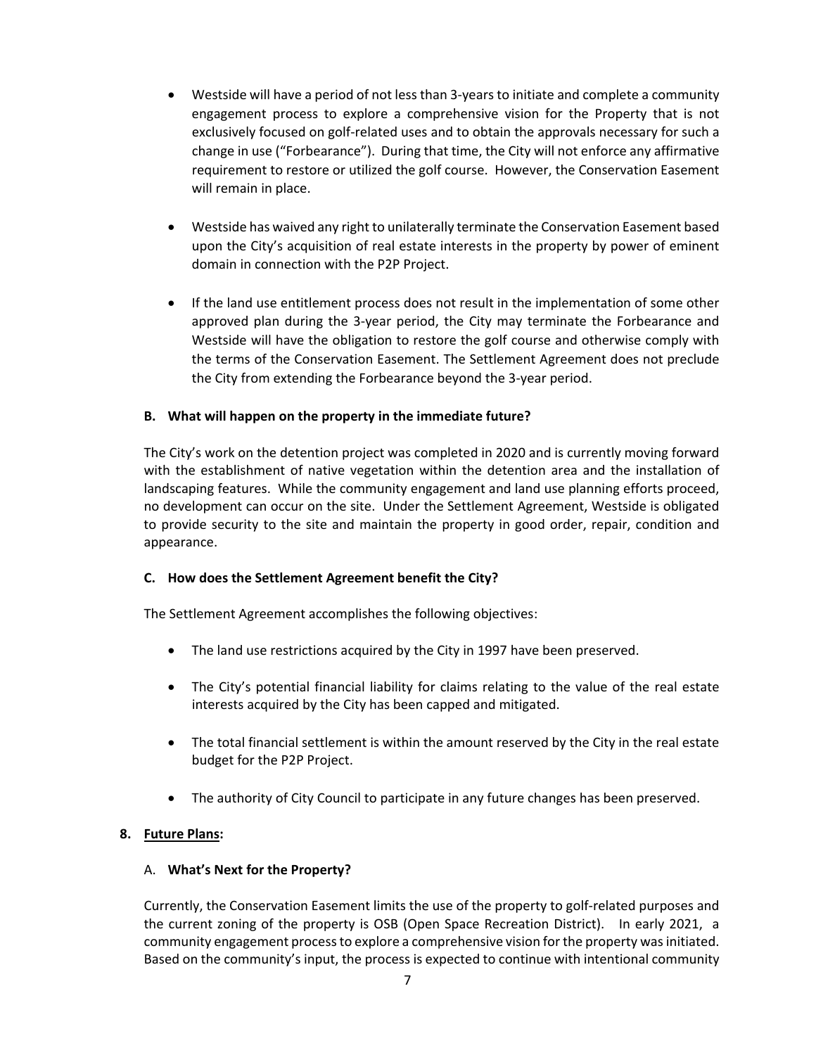- Westside will have a period of not less than 3-years to initiate and complete a community engagement process to explore a comprehensive vision for the Property that is not exclusively focused on golf-related uses and to obtain the approvals necessary for such a change in use ("Forbearance"). During that time, the City will not enforce any affirmative requirement to restore or utilized the golf course. However, the Conservation Easement will remain in place.

- Westside has waived any right to unilaterally terminate the Conservation Easement based upon the City's acquisition of real estate interests in the property by power of eminent domain in connection with the P2P Project.

- If the land use entitlement process does not result in the implementation of some other approved plan during the 3-year period, the City may terminate the Forbearance and Westside will have the obligation to restore the golf course and otherwise comply with the terms of the Conservation Easement. The Settlement Agreement does not preclude the City from extending the Forbearance beyond the 3-year period.

### B. What will happen on the property in the immediate future?

The City's work on the detention project was completed in 2020 and is currently moving forward with the establishment of native vegetation within the detention area and the installation of landscaping features. While the community engagement and land use planning efforts proceed, no development can occur on the site. Under the Settlement Agreement, Westside is obligated to provide security to the site and maintain the property in good order, repair, condition and appearance.

### C. How does the Settlement Agreement benefit the City?

The Settlement Agreement accomplishes the following objectives:

- The land use restrictions acquired by the City in 1997 have been preserved.

- The City's potential financial liability for claims relating to the value of the real estate interests acquired by the City has been capped and mitigated.

- The total financial settlement is within the amount reserved by the City in the real estate budget for the P2P Project.

- The authority of City Council to participate in any future changes has been preserved.

## 8. Future Plans:

### A. What's Next for the Property?

Currently, the Conservation Easement limits the use of the property to golf-related purposes and the current zoning of the property is OSB (Open Space Recreation District). In early 2021, a community engagement process to explore a comprehensive vision for the property was initiated. Based on the community's input, the process is expected to continue with intentional community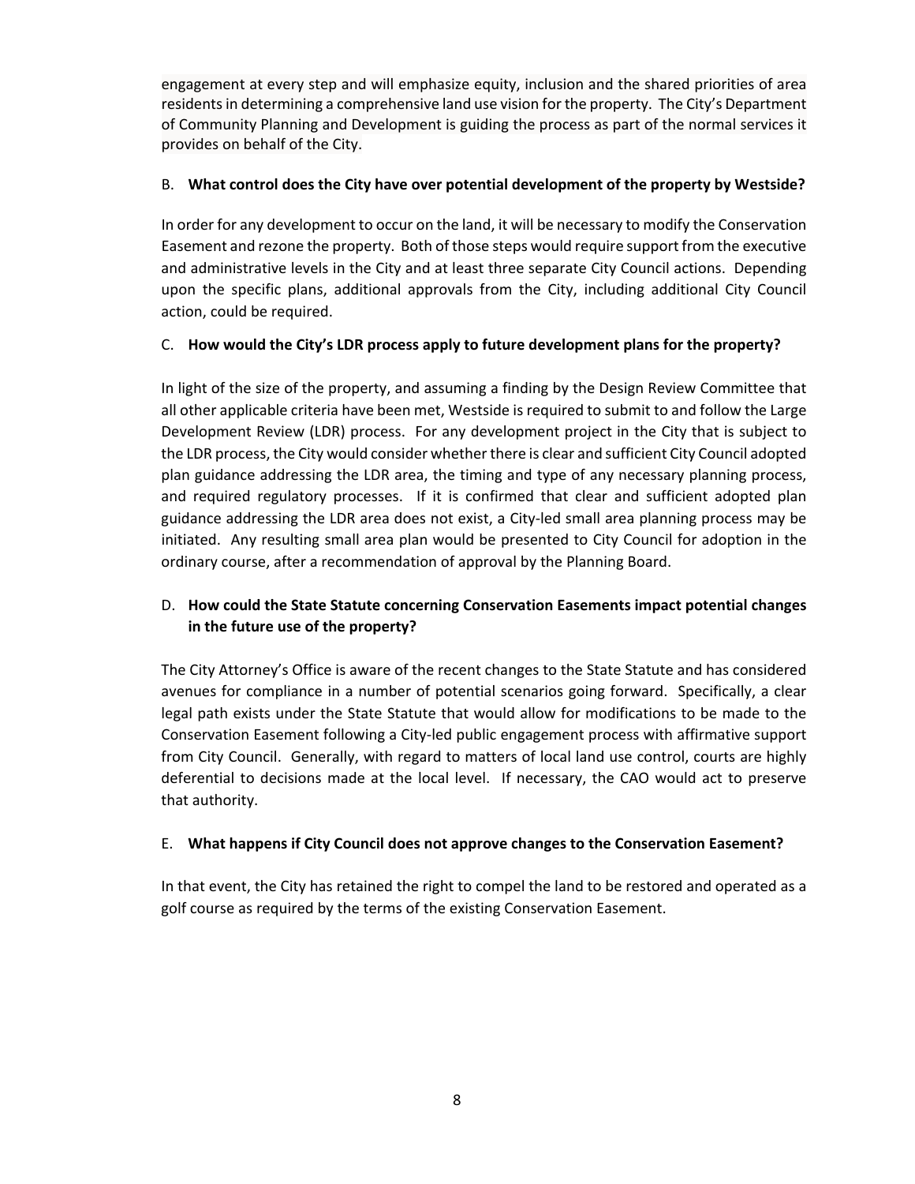engagement at every step and will emphasize equity, inclusion and the shared priorities of area residents in determining a comprehensive land use vision for the property. The City's Department of Community Planning and Development is guiding the process as part of the normal services it provides on behalf of the City.

B. **What control does the City have over potential development of the property by Westside?**

In order for any development to occur on the land, it will be necessary to modify the Conservation Easement and rezone the property. Both of those steps would require support from the executive and administrative levels in the City and at least three separate City Council actions. Depending upon the specific plans, additional approvals from the City, including additional City Council action, could be required.

C. **How would the City's LDR process apply to future development plans for the property?**

In light of the size of the property, and assuming a finding by the Design Review Committee that all other applicable criteria have been met, Westside is required to submit to and follow the Large Development Review (LDR) process. For any development project in the City that is subject to the LDR process, the City would consider whether there is clear and sufficient City Council adopted plan guidance addressing the LDR area, the timing and type of any necessary planning process, and required regulatory processes. If it is confirmed that clear and sufficient adopted plan guidance addressing the LDR area does not exist, a City-led small area planning process may be initiated. Any resulting small area plan would be presented to City Council for adoption in the ordinary course, after a recommendation of approval by the Planning Board.

D. **How could the State Statute concerning Conservation Easements impact potential changes in the future use of the property?**

The City Attorney's Office is aware of the recent changes to the State Statute and has considered avenues for compliance in a number of potential scenarios going forward. Specifically, a clear legal path exists under the State Statute that would allow for modifications to be made to the Conservation Easement following a City-led public engagement process with affirmative support from City Council. Generally, with regard to matters of local land use control, courts are highly deferential to decisions made at the local level. If necessary, the CAO would act to preserve that authority.

E. **What happens if City Council does not approve changes to the Conservation Easement?**

In that event, the City has retained the right to compel the land to be restored and operated as a golf course as required by the terms of the existing Conservation Easement.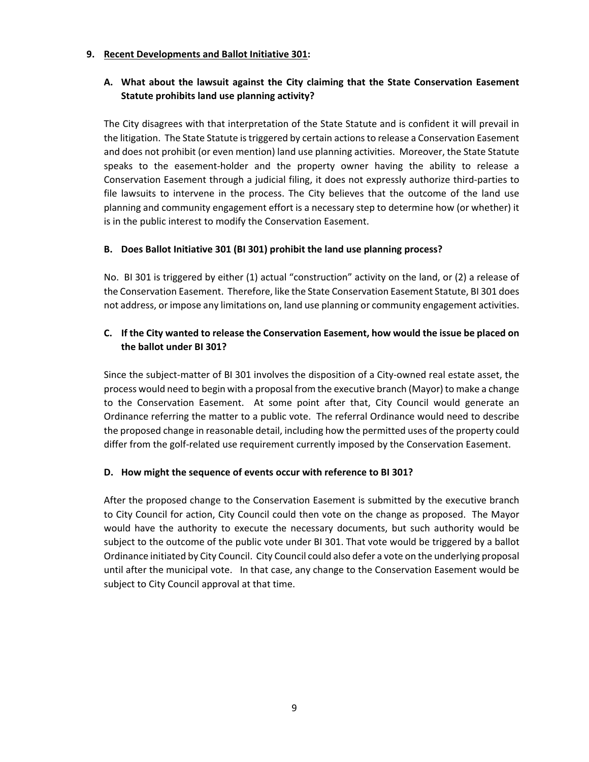## 9. Recent Developments and Ballot Initiative 301:

### A. What about the lawsuit against the City claiming that the State Conservation Easement Statute prohibits land use planning activity?

The City disagrees with that interpretation of the State Statute and is confident it will prevail in the litigation. The State Statute is triggered by certain actions to release a Conservation Easement and does not prohibit (or even mention) land use planning activities. Moreover, the State Statute speaks to the easement-holder and the property owner having the ability to release a Conservation Easement through a judicial filing, it does not expressly authorize third-parties to file lawsuits to intervene in the process. The City believes that the outcome of the land use planning and community engagement effort is a necessary step to determine how (or whether) it is in the public interest to modify the Conservation Easement.

### B. Does Ballot Initiative 301 (BI 301) prohibit the land use planning process?

No. BI 301 is triggered by either (1) actual "construction" activity on the land, or (2) a release of the Conservation Easement. Therefore, like the State Conservation Easement Statute, BI 301 does not address, or impose any limitations on, land use planning or community engagement activities.

### C. If the City wanted to release the Conservation Easement, how would the issue be placed on the ballot under BI 301?

Since the subject-matter of BI 301 involves the disposition of a City-owned real estate asset, the process would need to begin with a proposal from the executive branch (Mayor) to make a change to the Conservation Easement. At some point after that, City Council would generate an Ordinance referring the matter to a public vote. The referral Ordinance would need to describe the proposed change in reasonable detail, including how the permitted uses of the property could differ from the golf-related use requirement currently imposed by the Conservation Easement.

### D. How might the sequence of events occur with reference to BI 301?

After the proposed change to the Conservation Easement is submitted by the executive branch to City Council for action, City Council could then vote on the change as proposed. The Mayor would have the authority to execute the necessary documents, but such authority would be subject to the outcome of the public vote under BI 301. That vote would be triggered by a ballot Ordinance initiated by City Council. City Council could also defer a vote on the underlying proposal until after the municipal vote. In that case, any change to the Conservation Easement would be subject to City Council approval at that time.